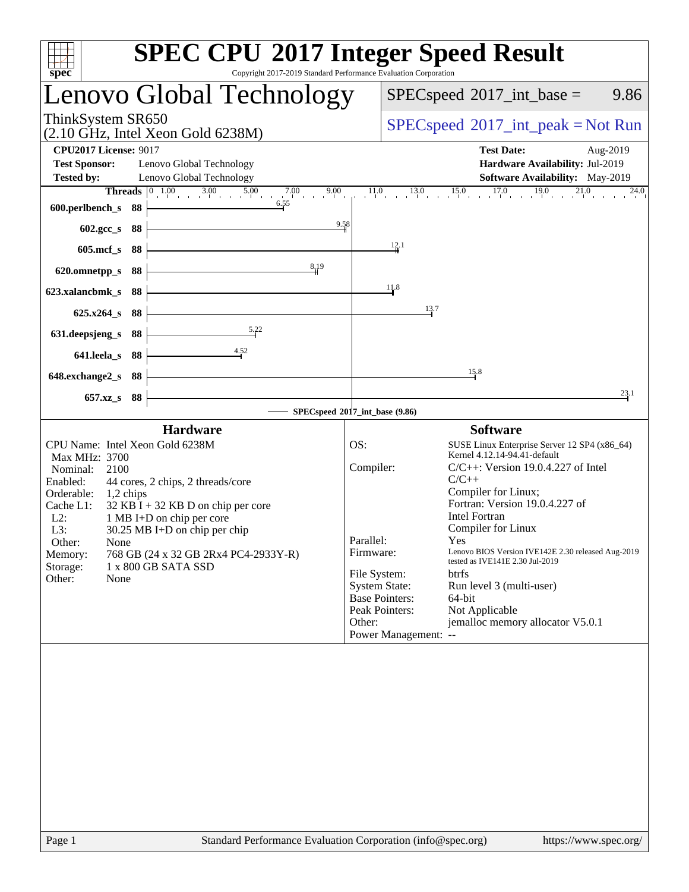# SPEC CPU 2017 Integer Speed Result

Copyright 2017-2019 Standard Performance Evaluation Corporation

## Lenovo Global Technology

ThinkSystem SR650
(2.10 GHz, Intel Xeon Gold 6238M)

SPECspeed 2017_int_base = 9.86

SPECspeed 2017_int_peak = Not Run

**CPU2017 License:** 9017
**Test Sponsor:** Lenovo Global Technology
**Tested by:** Lenovo Global Technology

**Test Date:** Aug-2019
**Hardware Availability:** Jul-2019
**Software Availability:** May-2019

| Benchmark | Threads | Base Ratio |
|---|---|---|
| 600.perlbench_s | 88 | 6.55 |
| 602.gcc_s | 88 | 9.58 |
| 605.mcf_s | 88 | 12.1 |
| 620.omnetpp_s | 88 | 8.19 |
| 623.xalancbmk_s | 88 | 11.8 |
| 625.x264_s | 88 | 13.7 |
| 631.deepsjeng_s | 88 | 5.22 |
| 641.leela_s | 88 | 4.52 |
| 648.exchange2_s | 88 | 15.8 |
| 657.xz_s | 88 | 23.1 |

SPECspeed 2017_int_base (9.86)

### Hardware

| | |
|---|---|
| CPU Name: | Intel Xeon Gold 6238M |
| Max MHz: | 3700 |
| Nominal: | 2100 |
| Enabled: | 44 cores, 2 chips, 2 threads/core |
| Orderable: | 1,2 chips |
| Cache L1: | 32 KB I + 32 KB D on chip per core |
| L2: | 1 MB I+D on chip per core |
| L3: | 30.25 MB I+D on chip per chip |
| Other: | None |
| Memory: | 768 GB (24 x 32 GB 2Rx4 PC4-2933Y-R) |
| Storage: | 1 x 800 GB SATA SSD |
| Other: | None |

### Software

| | |
|---|---|
| OS: | SUSE Linux Enterprise Server 12 SP4 (x86_64) Kernel 4.12.14-94.41-default |
| Compiler: | C/C++: Version 19.0.4.227 of Intel C/C++ Compiler for Linux; Fortran: Version 19.0.4.227 of Intel Fortran Compiler for Linux |
| Parallel: | Yes |
| Firmware: | Lenovo BIOS Version IVE142E 2.30 released Aug-2019 tested as IVE141E 2.30 Jul-2019 |
| File System: | btrfs |
| System State: | Run level 3 (multi-user) |
| Base Pointers: | 64-bit |
| Peak Pointers: | Not Applicable |
| Other: | jemalloc memory allocator V5.0.1 |
| Power Management: | -- |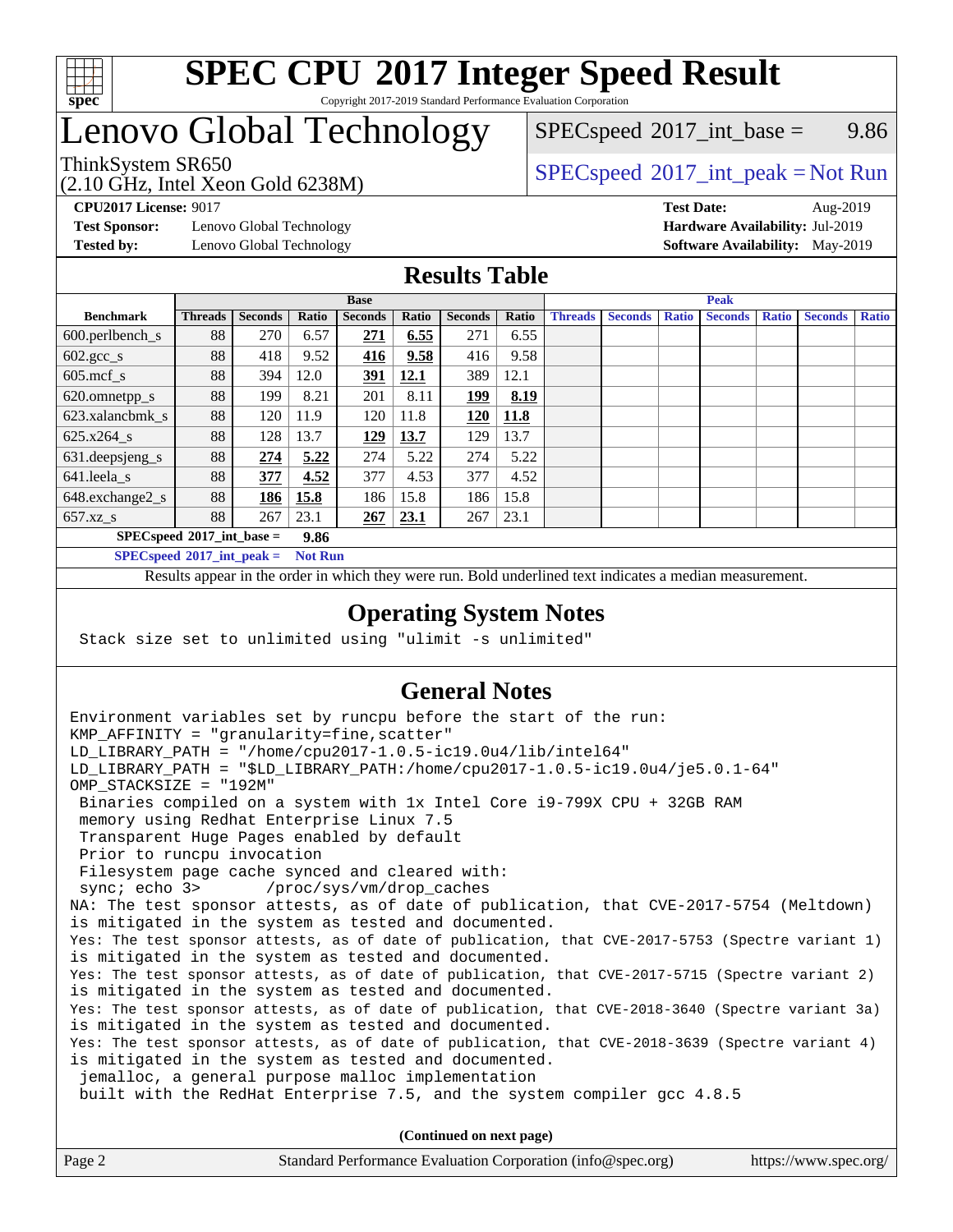# SPEC CPU 2017 Integer Speed Result

Copyright 2017-2019 Standard Performance Evaluation Corporation

# Lenovo Global Technology

ThinkSystem SR650
(2.10 GHz, Intel Xeon Gold 6238M)

SPECspeed 2017_int_base = 9.86

SPECspeed 2017_int_peak = Not Run

**CPU2017 License:** 9017
**Test Sponsor:** Lenovo Global Technology
**Tested by:** Lenovo Global Technology

**Test Date:** Aug-2019
**Hardware Availability:** Jul-2019
**Software Availability:** May-2019

## Results Table

| | Base | | | | | | | Peak | | | | | | |
|---|---|---|---|---|---|---|---|---|---|---|---|---|---|---|
| **Benchmark** | **Threads** | **Seconds** | **Ratio** | **Seconds** | **Ratio** | **Seconds** | **Ratio** | **Threads** | **Seconds** | **Ratio** | **Seconds** | **Ratio** | **Seconds** | **Ratio** |
| 600.perlbench_s | 88 | 270 | 6.57 | **271** | **6.55** | 271 | 6.55 | | | | | | | |
| 602.gcc_s | 88 | 418 | 9.52 | **416** | **9.58** | 416 | 9.58 | | | | | | | |
| 605.mcf_s | 88 | 394 | 12.0 | **391** | **12.1** | 389 | 12.1 | | | | | | | |
| 620.omnetpp_s | 88 | 199 | 8.21 | 201 | 8.11 | **199** | **8.19** | | | | | | | |
| 623.xalancbmk_s | 88 | 120 | 11.9 | 120 | 11.8 | **120** | **11.8** | | | | | | | |
| 625.x264_s | 88 | 128 | 13.7 | **129** | **13.7** | 129 | 13.7 | | | | | | | |
| 631.deepsjeng_s | 88 | **274** | **5.22** | 274 | 5.22 | 274 | 5.22 | | | | | | | |
| 641.leela_s | 88 | **377** | **4.52** | 377 | 4.53 | 377 | 4.52 | | | | | | | |
| 648.exchange2_s | 88 | **186** | **15.8** | 186 | 15.8 | 186 | 15.8 | | | | | | | |
| 657.xz_s | 88 | 267 | 23.1 | **267** | **23.1** | 267 | 23.1 | | | | | | | |

**SPECspeed 2017_int_base = 9.86**

**SPECspeed 2017_int_peak = Not Run**

Results appear in the order in which they were run. Bold underlined text indicates a median measurement.

## Operating System Notes

```
Stack size set to unlimited using "ulimit -s unlimited"
```

## General Notes

```
Environment variables set by runcpu before the start of the run:
KMP_AFFINITY = "granularity=fine,scatter"
LD_LIBRARY_PATH = "/home/cpu2017-1.0.5-ic19.0u4/lib/intel64"
LD_LIBRARY_PATH = "$LD_LIBRARY_PATH:/home/cpu2017-1.0.5-ic19.0u4/je5.0.1-64"
OMP_STACKSIZE = "192M"
 Binaries compiled on a system with 1x Intel Core i9-799X CPU + 32GB RAM
 memory using Redhat Enterprise Linux 7.5
 Transparent Huge Pages enabled by default
 Prior to runcpu invocation
 Filesystem page cache synced and cleared with:
 sync; echo 3>       /proc/sys/vm/drop_caches
NA: The test sponsor attests, as of date of publication, that CVE-2017-5754 (Meltdown)
is mitigated in the system as tested and documented.
Yes: The test sponsor attests, as of date of publication, that CVE-2017-5753 (Spectre variant 1)
is mitigated in the system as tested and documented.
Yes: The test sponsor attests, as of date of publication, that CVE-2017-5715 (Spectre variant 2)
is mitigated in the system as tested and documented.
Yes: The test sponsor attests, as of date of publication, that CVE-2018-3640 (Spectre variant 3a)
is mitigated in the system as tested and documented.
Yes: The test sponsor attests, as of date of publication, that CVE-2018-3639 (Spectre variant 4)
is mitigated in the system as tested and documented.
 jemalloc, a general purpose malloc implementation
 built with the RedHat Enterprise 7.5, and the system compiler gcc 4.8.5
```

**(Continued on next page)**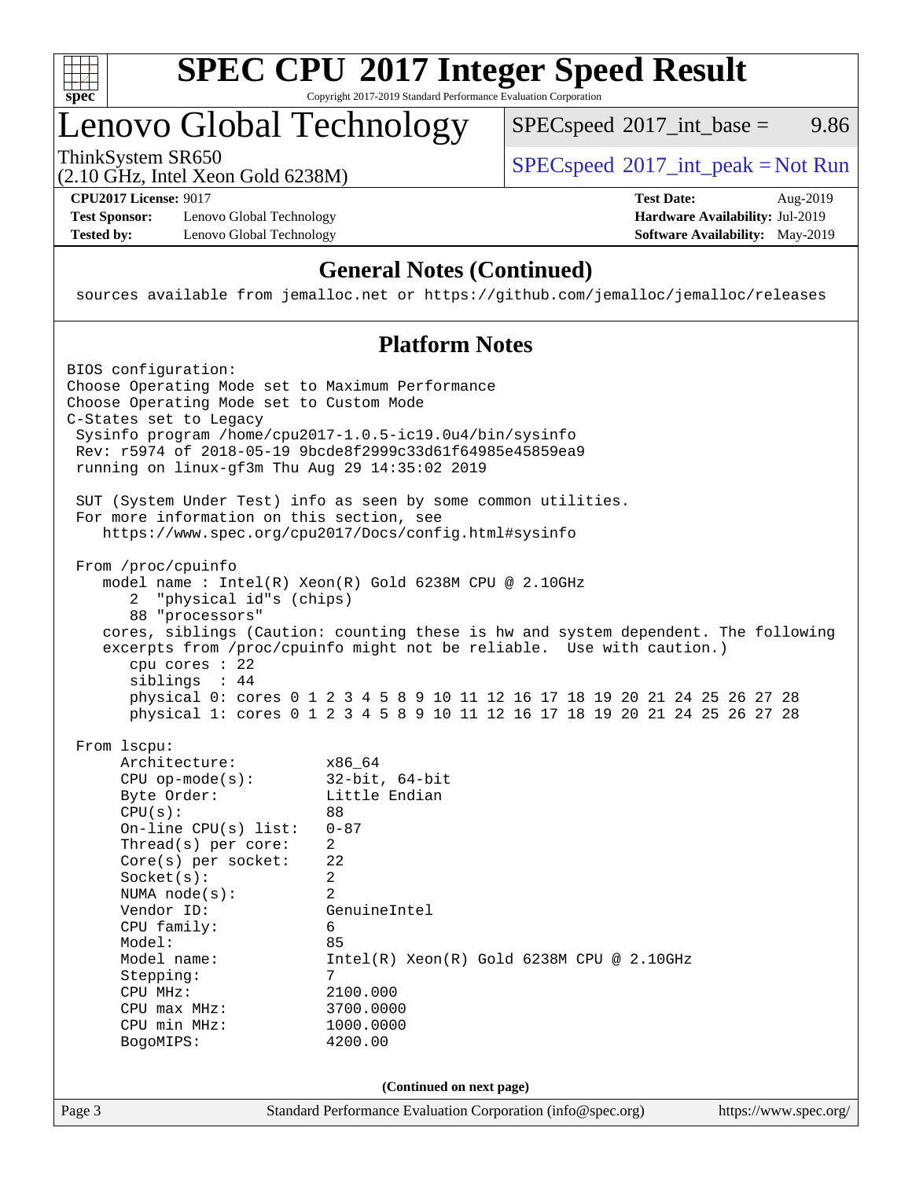# SPEC CPU 2017 Integer Speed Result

Copyright 2017-2019 Standard Performance Evaluation Corporation

# Lenovo Global Technology

ThinkSystem SR650
(2.10 GHz, Intel Xeon Gold 6238M)

SPECspeed 2017_int_base = 9.86

SPECspeed 2017_int_peak = Not Run

**CPU2017 License:** 9017
**Test Sponsor:** Lenovo Global Technology
**Tested by:** Lenovo Global Technology

**Test Date:** Aug-2019
**Hardware Availability:** Jul-2019
**Software Availability:** May-2019

## General Notes (Continued)

```
sources available from jemalloc.net or https://github.com/jemalloc/jemalloc/releases
```

## Platform Notes

```
BIOS configuration:
Choose Operating Mode set to Maximum Performance
Choose Operating Mode set to Custom Mode
C-States set to Legacy
 Sysinfo program /home/cpu2017-1.0.5-ic19.0u4/bin/sysinfo
 Rev: r5974 of 2018-05-19 9bcde8f2999c33d61f64985e45859ea9
 running on linux-gf3m Thu Aug 29 14:35:02 2019

 SUT (System Under Test) info as seen by some common utilities.
 For more information on this section, see
    https://www.spec.org/cpu2017/Docs/config.html#sysinfo

 From /proc/cpuinfo
    model name : Intel(R) Xeon(R) Gold 6238M CPU @ 2.10GHz
       2  "physical id"s (chips)
       88 "processors"
    cores, siblings (Caution: counting these is hw and system dependent. The following
    excerpts from /proc/cpuinfo might not be reliable.  Use with caution.)
       cpu cores : 22
       siblings  : 44
       physical 0: cores 0 1 2 3 4 5 8 9 10 11 12 16 17 18 19 20 21 24 25 26 27 28
       physical 1: cores 0 1 2 3 4 5 8 9 10 11 12 16 17 18 19 20 21 24 25 26 27 28

 From lscpu:
      Architecture:          x86_64
      CPU op-mode(s):        32-bit, 64-bit
      Byte Order:            Little Endian
      CPU(s):                88
      On-line CPU(s) list:   0-87
      Thread(s) per core:    2
      Core(s) per socket:    22
      Socket(s):             2
      NUMA node(s):          2
      Vendor ID:             GenuineIntel
      CPU family:            6
      Model:                 85
      Model name:            Intel(R) Xeon(R) Gold 6238M CPU @ 2.10GHz
      Stepping:              7
      CPU MHz:               2100.000
      CPU max MHz:           3700.0000
      CPU min MHz:           1000.0000
      BogoMIPS:              4200.00
```

**(Continued on next page)**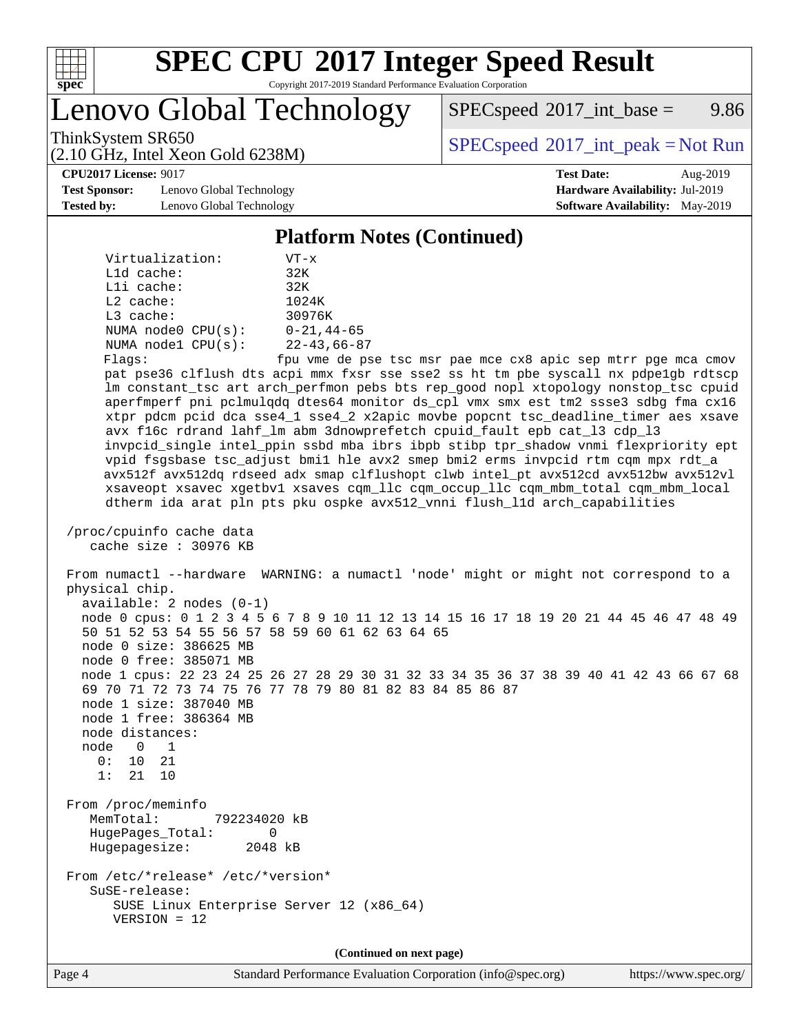## Platform Notes (Continued)

```
     Virtualization:        VT-x
     L1d cache:             32K
     L1i cache:             32K
     L2 cache:              1024K
     L3 cache:              30976K
     NUMA node0 CPU(s):     0-21,44-65
     NUMA node1 CPU(s):     22-43,66-87
     Flags:                fpu vme de pse tsc msr pae mce cx8 apic sep mtrr pge mca cmov
     pat pse36 clflush dts acpi mmx fxsr sse sse2 ss ht tm pbe syscall nx pdpe1gb rdtscp
     lm constant_tsc art arch_perfmon pebs bts rep_good nopl xtopology nonstop_tsc cpuid
     aperfmperf pni pclmulqdq dtes64 monitor ds_cpl vmx smx est tm2 ssse3 sdbg fma cx16
     xtpr pdcm pcid dca sse4_1 sse4_2 x2apic movbe popcnt tsc_deadline_timer aes xsave
     avx f16c rdrand lahf_lm abm 3dnowprefetch cpuid_fault epb cat_l3 cdp_l3
     invpcid_single intel_ppin ssbd mba ibrs ibpb stibp tpr_shadow vnmi flexpriority ept
     vpid fsgsbase tsc_adjust bmi1 hle avx2 smep bmi2 erms invpcid rtm cqm mpx rdt_a
     avx512f avx512dq rdseed adx smap clflushopt clwb intel_pt avx512cd avx512bw avx512vl
     xsaveopt xsavec xgetbv1 xsaves cqm_llc cqm_occup_llc cqm_mbm_total cqm_mbm_local
     dtherm ida arat pln pts pku ospke avx512_vnni flush_l1d arch_capabilities

 /proc/cpuinfo cache data
    cache size : 30976 KB

 From numactl --hardware  WARNING: a numactl 'node' might or might not correspond to a
 physical chip.
   available: 2 nodes (0-1)
   node 0 cpus: 0 1 2 3 4 5 6 7 8 9 10 11 12 13 14 15 16 17 18 19 20 21 44 45 46 47 48 49
   50 51 52 53 54 55 56 57 58 59 60 61 62 63 64 65
   node 0 size: 386625 MB
   node 0 free: 385071 MB
   node 1 cpus: 22 23 24 25 26 27 28 29 30 31 32 33 34 35 36 37 38 39 40 41 42 43 66 67 68
   69 70 71 72 73 74 75 76 77 78 79 80 81 82 83 84 85 86 87
   node 1 size: 387040 MB
   node 1 free: 386364 MB
   node distances:
   node   0   1
     0:  10  21
     1:  21  10

 From /proc/meminfo
    MemTotal:       792234020 kB
    HugePages_Total:       0
    Hugepagesize:       2048 kB

 From /etc/*release* /etc/*version*
    SuSE-release:
       SUSE Linux Enterprise Server 12 (x86_64)
       VERSION = 12
```

(Continued on next page)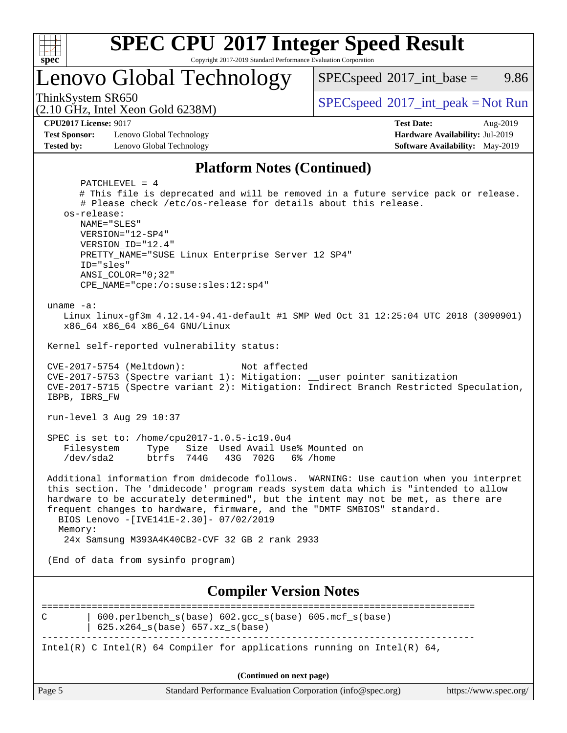# SPEC CPU 2017 Integer Speed Result

Copyright 2017-2019 Standard Performance Evaluation Corporation

## Lenovo Global Technology

ThinkSystem SR650
(2.10 GHz, Intel Xeon Gold 6238M)

SPECspeed 2017_int_base = 9.86

SPECspeed 2017_int_peak = Not Run

**CPU2017 License:** 9017
**Test Sponsor:** Lenovo Global Technology
**Tested by:** Lenovo Global Technology

**Test Date:** Aug-2019
**Hardware Availability:** Jul-2019
**Software Availability:** May-2019

### Platform Notes (Continued)

```
        PATCHLEVEL = 4
        # This file is deprecated and will be removed in a future service pack or release.
        # Please check /etc/os-release for details about this release.
    os-release:
        NAME="SLES"
        VERSION="12-SP4"
        VERSION_ID="12.4"
        PRETTY_NAME="SUSE Linux Enterprise Server 12 SP4"
        ID="sles"
        ANSI_COLOR="0;32"
        CPE_NAME="cpe:/o:suse:sles:12:sp4"

 uname -a:
    Linux linux-gf3m 4.12.14-94.41-default #1 SMP Wed Oct 31 12:25:04 UTC 2018 (3090901)
    x86_64 x86_64 x86_64 GNU/Linux

 Kernel self-reported vulnerability status:

 CVE-2017-5754 (Meltdown):          Not affected
 CVE-2017-5753 (Spectre variant 1): Mitigation: __user pointer sanitization
 CVE-2017-5715 (Spectre variant 2): Mitigation: Indirect Branch Restricted Speculation,
 IBPB, IBRS_FW

 run-level 3 Aug 29 10:37

 SPEC is set to: /home/cpu2017-1.0.5-ic19.0u4
    Filesystem     Type   Size  Used Avail Use% Mounted on
    /dev/sda2      btrfs  744G   43G  702G   6% /home

 Additional information from dmidecode follows.  WARNING: Use caution when you interpret
 this section. The 'dmidecode' program reads system data which is "intended to allow
 hardware to be accurately determined", but the intent may not be met, as there are
 frequent changes to hardware, firmware, and the "DMTF SMBIOS" standard.
   BIOS Lenovo -[IVE141E-2.30]- 07/02/2019
   Memory:
    24x Samsung M393A4K40CB2-CVF 32 GB 2 rank 2933

 (End of data from sysinfo program)
```

### Compiler Version Notes

```
==============================================================================
C       | 600.perlbench_s(base) 602.gcc_s(base) 605.mcf_s(base)
        | 625.x264_s(base) 657.xz_s(base)
------------------------------------------------------------------------------
Intel(R) C Intel(R) 64 Compiler for applications running on Intel(R) 64,
```

(Continued on next page)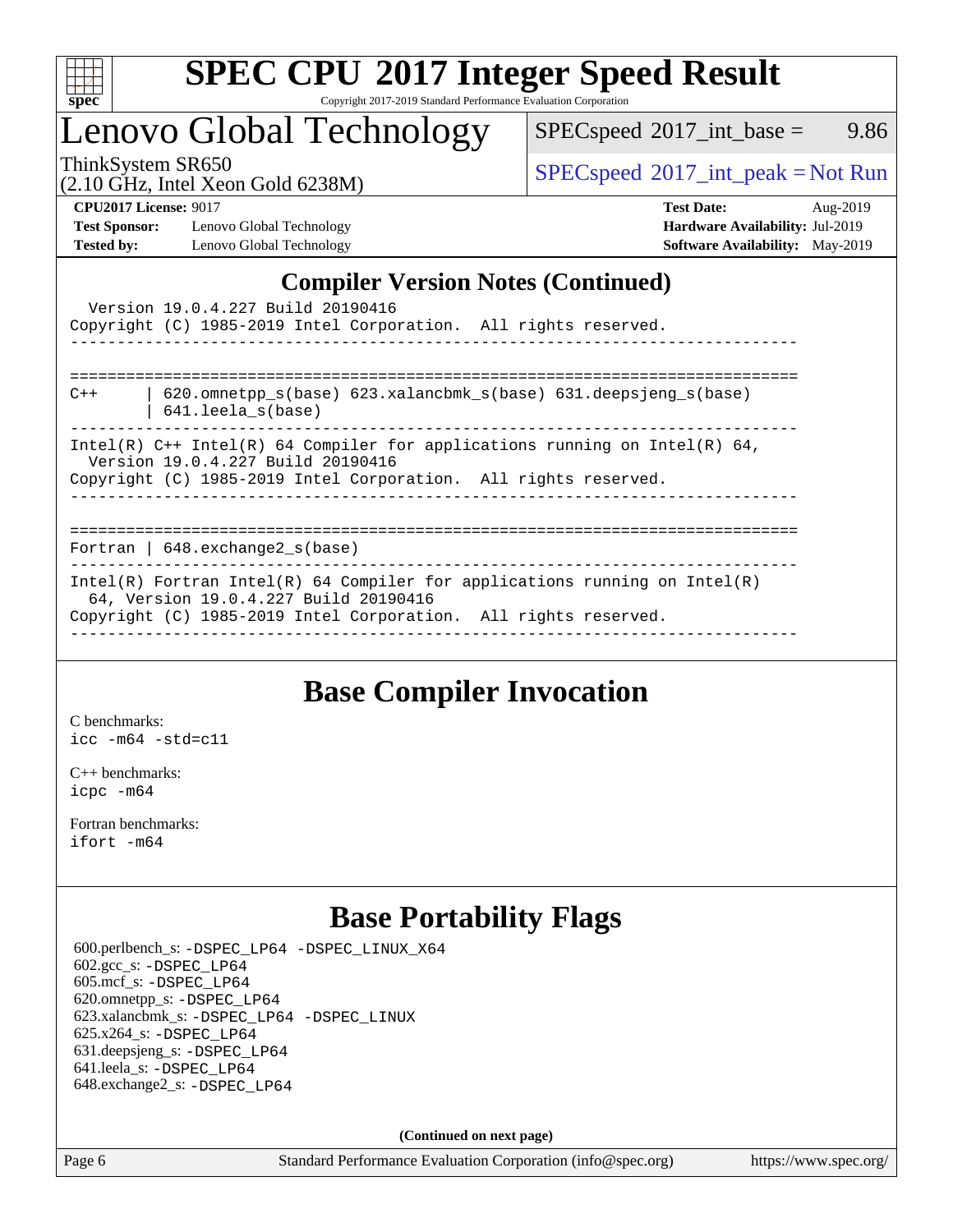## Compiler Version Notes (Continued)

```
  Version 19.0.4.227 Build 20190416
Copyright (C) 1985-2019 Intel Corporation.  All rights reserved.
------------------------------------------------------------------------------

==============================================================================
C++      | 620.omnetpp_s(base) 623.xalancbmk_s(base) 631.deepsjeng_s(base)
         | 641.leela_s(base)
------------------------------------------------------------------------------
Intel(R) C++ Intel(R) 64 Compiler for applications running on Intel(R) 64,
  Version 19.0.4.227 Build 20190416
Copyright (C) 1985-2019 Intel Corporation.  All rights reserved.
------------------------------------------------------------------------------

==============================================================================
Fortran | 648.exchange2_s(base)
------------------------------------------------------------------------------
Intel(R) Fortran Intel(R) 64 Compiler for applications running on Intel(R)
  64, Version 19.0.4.227 Build 20190416
Copyright (C) 1985-2019 Intel Corporation.  All rights reserved.
------------------------------------------------------------------------------
```

## Base Compiler Invocation

C benchmarks:
`icc -m64 -std=c11`

C++ benchmarks:
`icpc -m64`

Fortran benchmarks:
`ifort -m64`

## Base Portability Flags

600.perlbench_s: -DSPEC_LP64 -DSPEC_LINUX_X64
602.gcc_s: -DSPEC_LP64
605.mcf_s: -DSPEC_LP64
620.omnetpp_s: -DSPEC_LP64
623.xalancbmk_s: -DSPEC_LP64 -DSPEC_LINUX
625.x264_s: -DSPEC_LP64
631.deepsjeng_s: -DSPEC_LP64
641.leela_s: -DSPEC_LP64
648.exchange2_s: -DSPEC_LP64

**(Continued on next page)**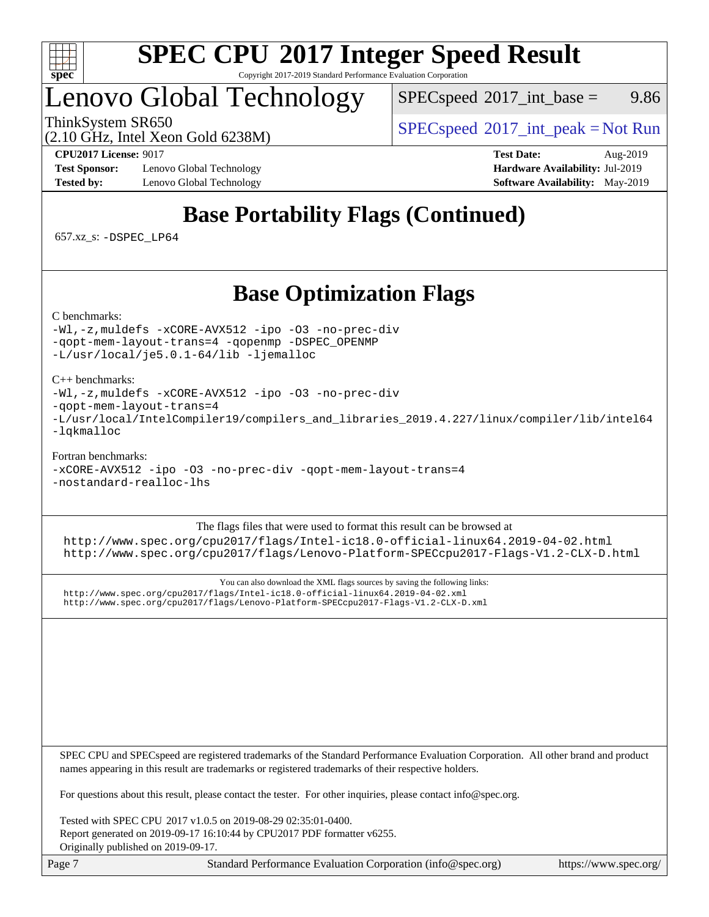# Base Portability Flags (Continued)

657.xz_s: -DSPEC_LP64

# Base Optimization Flags

C benchmarks:

```
-Wl,-z,muldefs -xCORE-AVX512 -ipo -O3 -no-prec-div
-qopt-mem-layout-trans=4 -qopenmp -DSPEC_OPENMP
-L/usr/local/je5.0.1-64/lib -ljemalloc
```

C++ benchmarks:

```
-Wl,-z,muldefs -xCORE-AVX512 -ipo -O3 -no-prec-div
-qopt-mem-layout-trans=4
-L/usr/local/IntelCompiler19/compilers_and_libraries_2019.4.227/linux/compiler/lib/intel64
-lqkmalloc
```

Fortran benchmarks:

```
-xCORE-AVX512 -ipo -O3 -no-prec-div -qopt-mem-layout-trans=4
-nostandard-realloc-lhs
```

The flags files that were used to format this result can be browsed at

http://www.spec.org/cpu2017/flags/Intel-ic18.0-official-linux64.2019-04-02.html
http://www.spec.org/cpu2017/flags/Lenovo-Platform-SPECcpu2017-Flags-V1.2-CLX-D.html

You can also download the XML flags sources by saving the following links:

http://www.spec.org/cpu2017/flags/Intel-ic18.0-official-linux64.2019-04-02.xml
http://www.spec.org/cpu2017/flags/Lenovo-Platform-SPECcpu2017-Flags-V1.2-CLX-D.xml

SPEC CPU and SPECspeed are registered trademarks of the Standard Performance Evaluation Corporation. All other brand and product names appearing in this result are trademarks or registered trademarks of their respective holders.

For questions about this result, please contact the tester. For other inquiries, please contact info@spec.org.

Tested with SPEC CPU 2017 v1.0.5 on 2019-08-29 02:35:01-0400.
Report generated on 2019-09-17 16:10:44 by CPU2017 PDF formatter v6255.
Originally published on 2019-09-17.